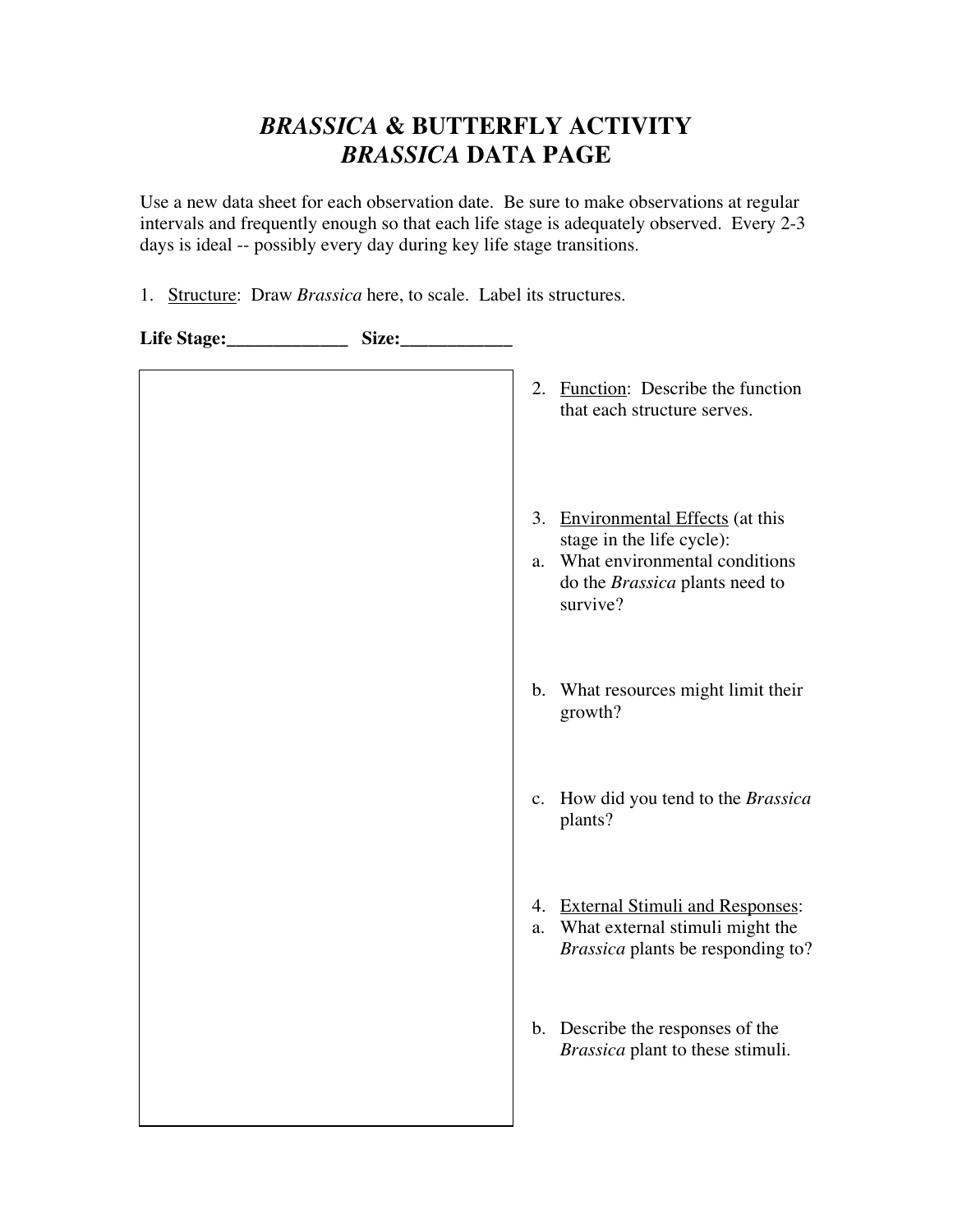# *BRASSICA* & BUTTERFLY ACTIVITY
# *BRASSICA* DATA PAGE

Use a new data sheet for each observation date. Be sure to make observations at regular intervals and frequently enough so that each life stage is adequately observed. Every 2-3 days is ideal -- possibly every day during key life stage transitions.

1. Structure: Draw *Brassica* here, to scale. Label its structures.

**Life Stage:_____________ Size:____________**

2. Function: Describe the function that each structure serves.

3. Environmental Effects (at this stage in the life cycle):
   a. What environmental conditions do the *Brassica* plants need to survive?
   b. What resources might limit their growth?
   c. How did you tend to the *Brassica* plants?

4. External Stimuli and Responses:
   a. What external stimuli might the *Brassica* plants be responding to?
   b. Describe the responses of the *Brassica* plant to these stimuli.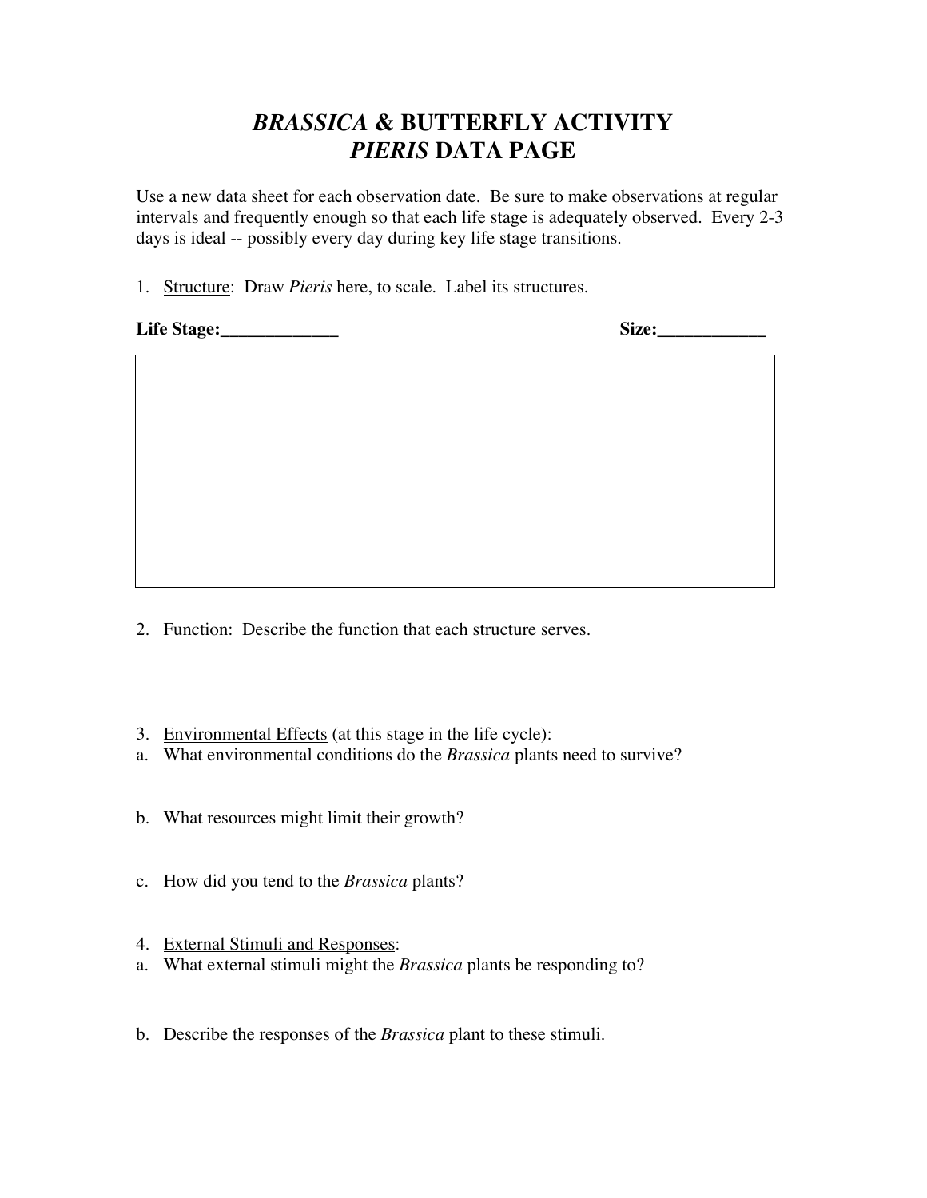# *BRASSICA* & BUTTERFLY ACTIVITY
# *PIERIS* DATA PAGE

Use a new data sheet for each observation date. Be sure to make observations at regular intervals and frequently enough so that each life stage is adequately observed. Every 2-3 days is ideal -- possibly every day during key life stage transitions.

1. Structure: Draw *Pieris* here, to scale. Label its structures.

**Life Stage:_____________** **Size:____________**

2. Function: Describe the function that each structure serves.

3. Environmental Effects (at this stage in the life cycle):

a. What environmental conditions do the *Brassica* plants need to survive?

b. What resources might limit their growth?

c. How did you tend to the *Brassica* plants?

4. External Stimuli and Responses:

a. What external stimuli might the *Brassica* plants be responding to?

b. Describe the responses of the *Brassica* plant to these stimuli.